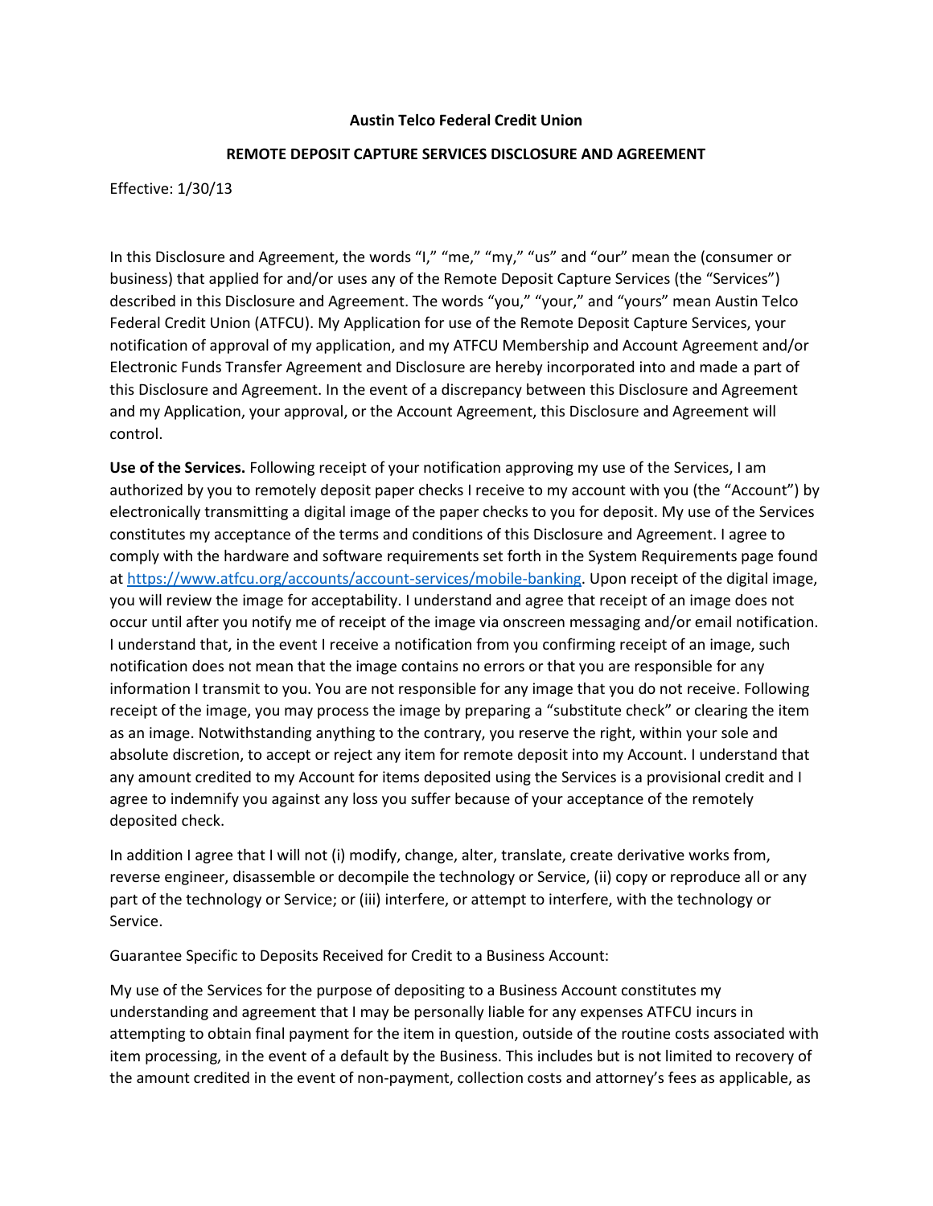**Austin Telco Federal Credit Union**

**REMOTE DEPOSIT CAPTURE SERVICES DISCLOSURE AND AGREEMENT**

Effective: 1/30/13

In this Disclosure and Agreement, the words "I," "me," "my," "us" and "our" mean the (consumer or business) that applied for and/or uses any of the Remote Deposit Capture Services (the "Services") described in this Disclosure and Agreement. The words "you," "your," and "yours" mean Austin Telco Federal Credit Union (ATFCU). My Application for use of the Remote Deposit Capture Services, your notification of approval of my application, and my ATFCU Membership and Account Agreement and/or Electronic Funds Transfer Agreement and Disclosure are hereby incorporated into and made a part of this Disclosure and Agreement. In the event of a discrepancy between this Disclosure and Agreement and my Application, your approval, or the Account Agreement, this Disclosure and Agreement will control.

**Use of the Services.** Following receipt of your notification approving my use of the Services, I am authorized by you to remotely deposit paper checks I receive to my account with you (the "Account") by electronically transmitting a digital image of the paper checks to you for deposit. My use of the Services constitutes my acceptance of the terms and conditions of this Disclosure and Agreement. I agree to comply with the hardware and software requirements set forth in the System Requirements page found at [https://www.atfcu.org/accounts/account-services/mobile-banking](https://www.atfcu.org/accounts/account-services/mobile-banking). Upon receipt of the digital image, you will review the image for acceptability. I understand and agree that receipt of an image does not occur until after you notify me of receipt of the image via onscreen messaging and/or email notification. I understand that, in the event I receive a notification from you confirming receipt of an image, such notification does not mean that the image contains no errors or that you are responsible for any information I transmit to you. You are not responsible for any image that you do not receive. Following receipt of the image, you may process the image by preparing a "substitute check" or clearing the item as an image. Notwithstanding anything to the contrary, you reserve the right, within your sole and absolute discretion, to accept or reject any item for remote deposit into my Account. I understand that any amount credited to my Account for items deposited using the Services is a provisional credit and I agree to indemnify you against any loss you suffer because of your acceptance of the remotely deposited check.

In addition I agree that I will not (i) modify, change, alter, translate, create derivative works from, reverse engineer, disassemble or decompile the technology or Service, (ii) copy or reproduce all or any part of the technology or Service; or (iii) interfere, or attempt to interfere, with the technology or Service.

Guarantee Specific to Deposits Received for Credit to a Business Account:

My use of the Services for the purpose of depositing to a Business Account constitutes my understanding and agreement that I may be personally liable for any expenses ATFCU incurs in attempting to obtain final payment for the item in question, outside of the routine costs associated with item processing, in the event of a default by the Business. This includes but is not limited to recovery of the amount credited in the event of non-payment, collection costs and attorney's fees as applicable, as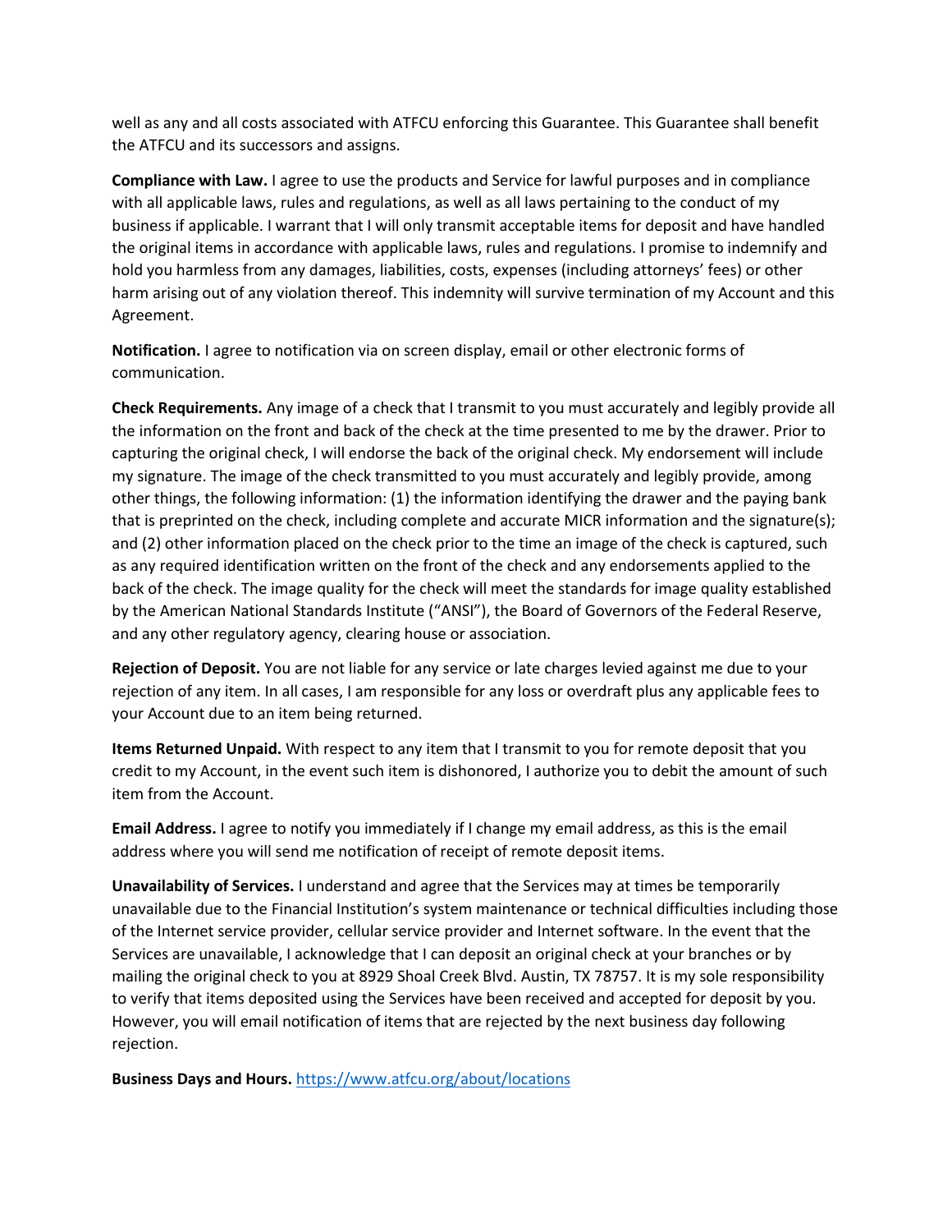well as any and all costs associated with ATFCU enforcing this Guarantee. This Guarantee shall benefit the ATFCU and its successors and assigns.

**Compliance with Law.** I agree to use the products and Service for lawful purposes and in compliance with all applicable laws, rules and regulations, as well as all laws pertaining to the conduct of my business if applicable. I warrant that I will only transmit acceptable items for deposit and have handled the original items in accordance with applicable laws, rules and regulations. I promise to indemnify and hold you harmless from any damages, liabilities, costs, expenses (including attorneys' fees) or other harm arising out of any violation thereof. This indemnity will survive termination of my Account and this Agreement.

**Notification.** I agree to notification via on screen display, email or other electronic forms of communication.

**Check Requirements.** Any image of a check that I transmit to you must accurately and legibly provide all the information on the front and back of the check at the time presented to me by the drawer. Prior to capturing the original check, I will endorse the back of the original check. My endorsement will include my signature. The image of the check transmitted to you must accurately and legibly provide, among other things, the following information: (1) the information identifying the drawer and the paying bank that is preprinted on the check, including complete and accurate MICR information and the signature(s); and (2) other information placed on the check prior to the time an image of the check is captured, such as any required identification written on the front of the check and any endorsements applied to the back of the check. The image quality for the check will meet the standards for image quality established by the American National Standards Institute ("ANSI"), the Board of Governors of the Federal Reserve, and any other regulatory agency, clearing house or association.

**Rejection of Deposit.** You are not liable for any service or late charges levied against me due to your rejection of any item. In all cases, I am responsible for any loss or overdraft plus any applicable fees to your Account due to an item being returned.

**Items Returned Unpaid.** With respect to any item that I transmit to you for remote deposit that you credit to my Account, in the event such item is dishonored, I authorize you to debit the amount of such item from the Account.

**Email Address.** I agree to notify you immediately if I change my email address, as this is the email address where you will send me notification of receipt of remote deposit items.

**Unavailability of Services.** I understand and agree that the Services may at times be temporarily unavailable due to the Financial Institution's system maintenance or technical difficulties including those of the Internet service provider, cellular service provider and Internet software. In the event that the Services are unavailable, I acknowledge that I can deposit an original check at your branches or by mailing the original check to you at 8929 Shoal Creek Blvd. Austin, TX 78757. It is my sole responsibility to verify that items deposited using the Services have been received and accepted for deposit by you. However, you will email notification of items that are rejected by the next business day following rejection.

**Business Days and Hours.** [https://www.atfcu.org/about/locations](https://www.atfcu.org/about/locations)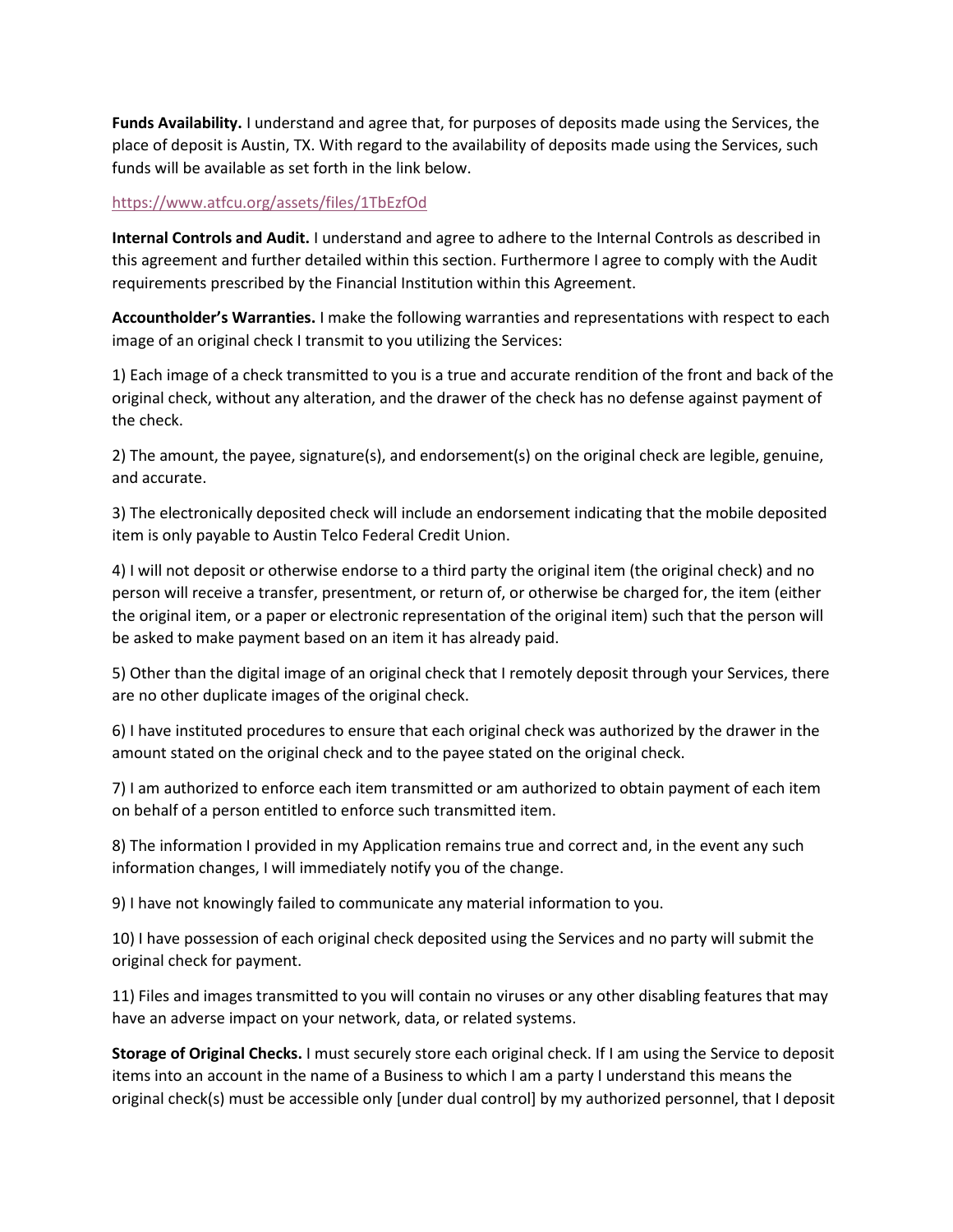**Funds Availability.** I understand and agree that, for purposes of deposits made using the Services, the place of deposit is Austin, TX. With regard to the availability of deposits made using the Services, such funds will be available as set forth in the link below.

https://www.atfcu.org/assets/files/1TbEzfOd

**Internal Controls and Audit.** I understand and agree to adhere to the Internal Controls as described in this agreement and further detailed within this section. Furthermore I agree to comply with the Audit requirements prescribed by the Financial Institution within this Agreement.

**Accountholder's Warranties.** I make the following warranties and representations with respect to each image of an original check I transmit to you utilizing the Services:

1) Each image of a check transmitted to you is a true and accurate rendition of the front and back of the original check, without any alteration, and the drawer of the check has no defense against payment of the check.

2) The amount, the payee, signature(s), and endorsement(s) on the original check are legible, genuine, and accurate.

3) The electronically deposited check will include an endorsement indicating that the mobile deposited item is only payable to Austin Telco Federal Credit Union.

4) I will not deposit or otherwise endorse to a third party the original item (the original check) and no person will receive a transfer, presentment, or return of, or otherwise be charged for, the item (either the original item, or a paper or electronic representation of the original item) such that the person will be asked to make payment based on an item it has already paid.

5) Other than the digital image of an original check that I remotely deposit through your Services, there are no other duplicate images of the original check.

6) I have instituted procedures to ensure that each original check was authorized by the drawer in the amount stated on the original check and to the payee stated on the original check.

7) I am authorized to enforce each item transmitted or am authorized to obtain payment of each item on behalf of a person entitled to enforce such transmitted item.

8) The information I provided in my Application remains true and correct and, in the event any such information changes, I will immediately notify you of the change.

9) I have not knowingly failed to communicate any material information to you.

10) I have possession of each original check deposited using the Services and no party will submit the original check for payment.

11) Files and images transmitted to you will contain no viruses or any other disabling features that may have an adverse impact on your network, data, or related systems.

**Storage of Original Checks.** I must securely store each original check. If I am using the Service to deposit items into an account in the name of a Business to which I am a party I understand this means the original check(s) must be accessible only [under dual control] by my authorized personnel, that I deposit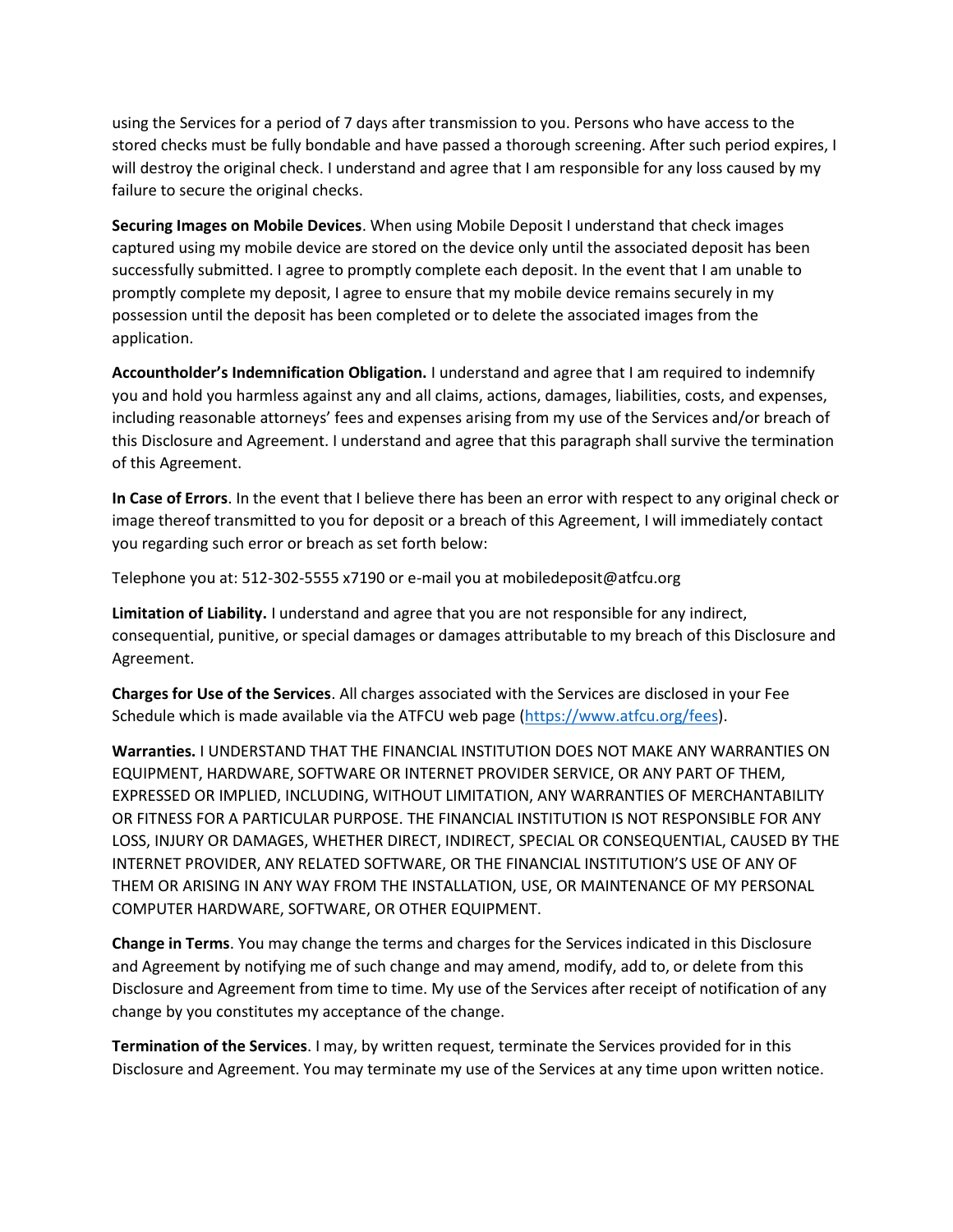using the Services for a period of 7 days after transmission to you. Persons who have access to the stored checks must be fully bondable and have passed a thorough screening. After such period expires, I will destroy the original check. I understand and agree that I am responsible for any loss caused by my failure to secure the original checks.

**Securing Images on Mobile Devices**. When using Mobile Deposit I understand that check images captured using my mobile device are stored on the device only until the associated deposit has been successfully submitted. I agree to promptly complete each deposit. In the event that I am unable to promptly complete my deposit, I agree to ensure that my mobile device remains securely in my possession until the deposit has been completed or to delete the associated images from the application.

**Accountholder's Indemnification Obligation.** I understand and agree that I am required to indemnify you and hold you harmless against any and all claims, actions, damages, liabilities, costs, and expenses, including reasonable attorneys' fees and expenses arising from my use of the Services and/or breach of this Disclosure and Agreement. I understand and agree that this paragraph shall survive the termination of this Agreement.

**In Case of Errors**. In the event that I believe there has been an error with respect to any original check or image thereof transmitted to you for deposit or a breach of this Agreement, I will immediately contact you regarding such error or breach as set forth below:

Telephone you at: 512-302-5555 x7190 or e-mail you at mobiledeposit@atfcu.org

**Limitation of Liability.** I understand and agree that you are not responsible for any indirect, consequential, punitive, or special damages or damages attributable to my breach of this Disclosure and Agreement.

**Charges for Use of the Services**. All charges associated with the Services are disclosed in your Fee Schedule which is made available via the ATFCU web page (https://www.atfcu.org/fees).

**Warranties.** I UNDERSTAND THAT THE FINANCIAL INSTITUTION DOES NOT MAKE ANY WARRANTIES ON EQUIPMENT, HARDWARE, SOFTWARE OR INTERNET PROVIDER SERVICE, OR ANY PART OF THEM, EXPRESSED OR IMPLIED, INCLUDING, WITHOUT LIMITATION, ANY WARRANTIES OF MERCHANTABILITY OR FITNESS FOR A PARTICULAR PURPOSE. THE FINANCIAL INSTITUTION IS NOT RESPONSIBLE FOR ANY LOSS, INJURY OR DAMAGES, WHETHER DIRECT, INDIRECT, SPECIAL OR CONSEQUENTIAL, CAUSED BY THE INTERNET PROVIDER, ANY RELATED SOFTWARE, OR THE FINANCIAL INSTITUTION'S USE OF ANY OF THEM OR ARISING IN ANY WAY FROM THE INSTALLATION, USE, OR MAINTENANCE OF MY PERSONAL COMPUTER HARDWARE, SOFTWARE, OR OTHER EQUIPMENT.

**Change in Terms**. You may change the terms and charges for the Services indicated in this Disclosure and Agreement by notifying me of such change and may amend, modify, add to, or delete from this Disclosure and Agreement from time to time. My use of the Services after receipt of notification of any change by you constitutes my acceptance of the change.

**Termination of the Services**. I may, by written request, terminate the Services provided for in this Disclosure and Agreement. You may terminate my use of the Services at any time upon written notice.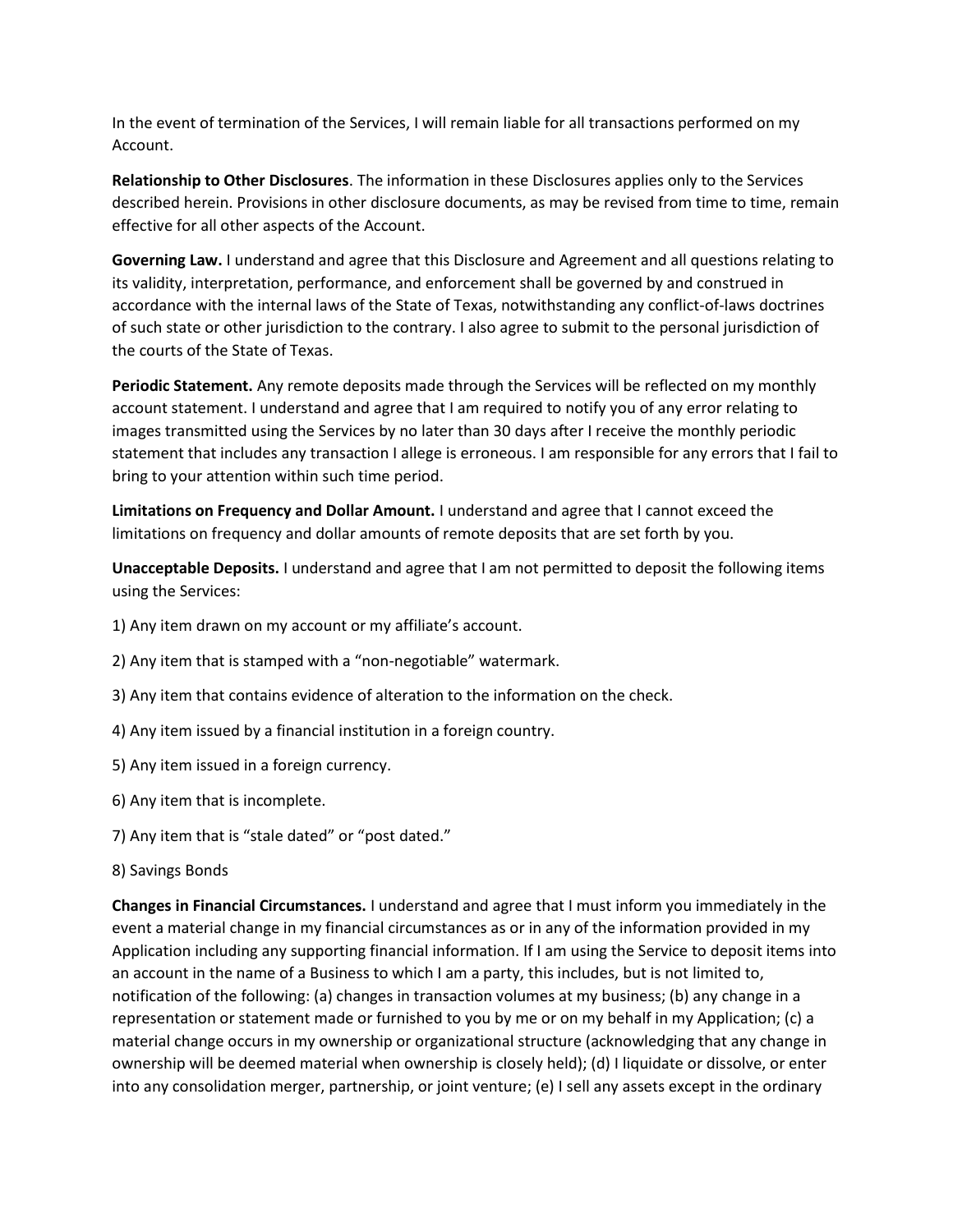In the event of termination of the Services, I will remain liable for all transactions performed on my Account.

**Relationship to Other Disclosures**. The information in these Disclosures applies only to the Services described herein. Provisions in other disclosure documents, as may be revised from time to time, remain effective for all other aspects of the Account.

**Governing Law.** I understand and agree that this Disclosure and Agreement and all questions relating to its validity, interpretation, performance, and enforcement shall be governed by and construed in accordance with the internal laws of the State of Texas, notwithstanding any conflict-of-laws doctrines of such state or other jurisdiction to the contrary. I also agree to submit to the personal jurisdiction of the courts of the State of Texas.

**Periodic Statement.** Any remote deposits made through the Services will be reflected on my monthly account statement. I understand and agree that I am required to notify you of any error relating to images transmitted using the Services by no later than 30 days after I receive the monthly periodic statement that includes any transaction I allege is erroneous. I am responsible for any errors that I fail to bring to your attention within such time period.

**Limitations on Frequency and Dollar Amount.** I understand and agree that I cannot exceed the limitations on frequency and dollar amounts of remote deposits that are set forth by you.

**Unacceptable Deposits.** I understand and agree that I am not permitted to deposit the following items using the Services:

1) Any item drawn on my account or my affiliate's account.

2) Any item that is stamped with a "non-negotiable" watermark.

3) Any item that contains evidence of alteration to the information on the check.

4) Any item issued by a financial institution in a foreign country.

5) Any item issued in a foreign currency.

6) Any item that is incomplete.

7) Any item that is "stale dated" or "post dated."

8) Savings Bonds

**Changes in Financial Circumstances.** I understand and agree that I must inform you immediately in the event a material change in my financial circumstances as or in any of the information provided in my Application including any supporting financial information. If I am using the Service to deposit items into an account in the name of a Business to which I am a party, this includes, but is not limited to, notification of the following: (a) changes in transaction volumes at my business; (b) any change in a representation or statement made or furnished to you by me or on my behalf in my Application; (c) a material change occurs in my ownership or organizational structure (acknowledging that any change in ownership will be deemed material when ownership is closely held); (d) I liquidate or dissolve, or enter into any consolidation merger, partnership, or joint venture; (e) I sell any assets except in the ordinary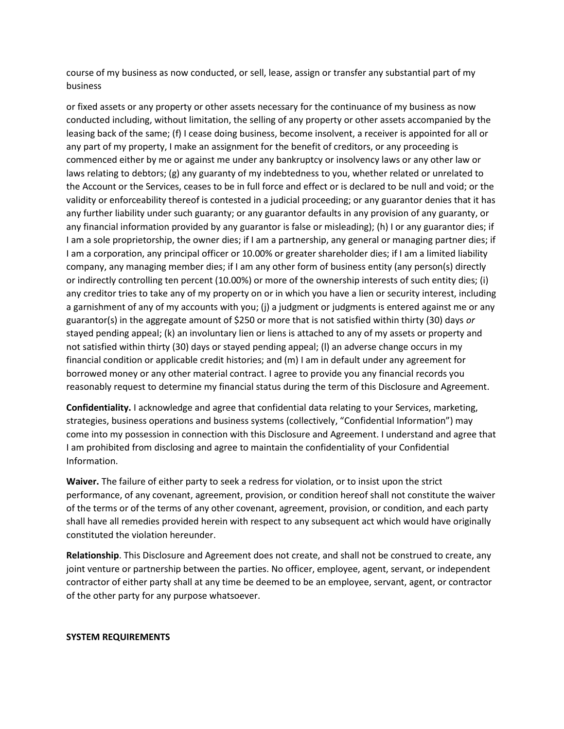course of my business as now conducted, or sell, lease, assign or transfer any substantial part of my business

or fixed assets or any property or other assets necessary for the continuance of my business as now conducted including, without limitation, the selling of any property or other assets accompanied by the leasing back of the same; (f) I cease doing business, become insolvent, a receiver is appointed for all or any part of my property, I make an assignment for the benefit of creditors, or any proceeding is commenced either by me or against me under any bankruptcy or insolvency laws or any other law or laws relating to debtors; (g) any guaranty of my indebtedness to you, whether related or unrelated to the Account or the Services, ceases to be in full force and effect or is declared to be null and void; or the validity or enforceability thereof is contested in a judicial proceeding; or any guarantor denies that it has any further liability under such guaranty; or any guarantor defaults in any provision of any guaranty, or any financial information provided by any guarantor is false or misleading); (h) I or any guarantor dies; if I am a sole proprietorship, the owner dies; if I am a partnership, any general or managing partner dies; if I am a corporation, any principal officer or 10.00% or greater shareholder dies; if I am a limited liability company, any managing member dies; if I am any other form of business entity (any person(s) directly or indirectly controlling ten percent (10.00%) or more of the ownership interests of such entity dies; (i) any creditor tries to take any of my property on or in which you have a lien or security interest, including a garnishment of any of my accounts with you; (j) a judgment or judgments is entered against me or any guarantor(s) in the aggregate amount of $250 or more that is not satisfied within thirty (30) days *or* stayed pending appeal; (k) an involuntary lien or liens is attached to any of my assets or property and not satisfied within thirty (30) days or stayed pending appeal; (l) an adverse change occurs in my financial condition or applicable credit histories; and (m) I am in default under any agreement for borrowed money or any other material contract. I agree to provide you any financial records you reasonably request to determine my financial status during the term of this Disclosure and Agreement.

**Confidentiality.** I acknowledge and agree that confidential data relating to your Services, marketing, strategies, business operations and business systems (collectively, "Confidential Information") may come into my possession in connection with this Disclosure and Agreement. I understand and agree that I am prohibited from disclosing and agree to maintain the confidentiality of your Confidential Information.

**Waiver.** The failure of either party to seek a redress for violation, or to insist upon the strict performance, of any covenant, agreement, provision, or condition hereof shall not constitute the waiver of the terms or of the terms of any other covenant, agreement, provision, or condition, and each party shall have all remedies provided herein with respect to any subsequent act which would have originally constituted the violation hereunder.

**Relationship**. This Disclosure and Agreement does not create, and shall not be construed to create, any joint venture or partnership between the parties. No officer, employee, agent, servant, or independent contractor of either party shall at any time be deemed to be an employee, servant, agent, or contractor of the other party for any purpose whatsoever.

**SYSTEM REQUIREMENTS**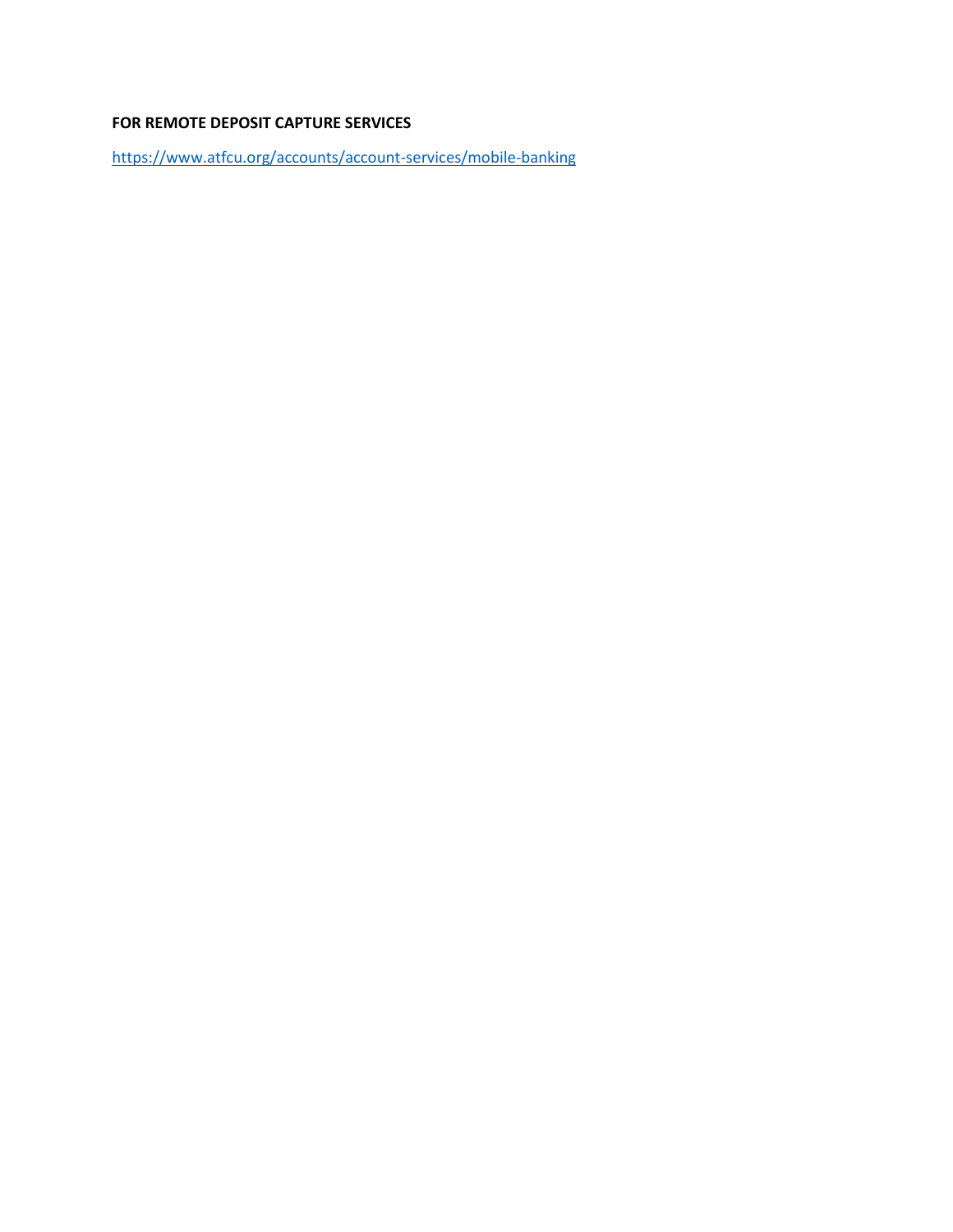**FOR REMOTE DEPOSIT CAPTURE SERVICES**

https://www.atfcu.org/accounts/account-services/mobile-banking